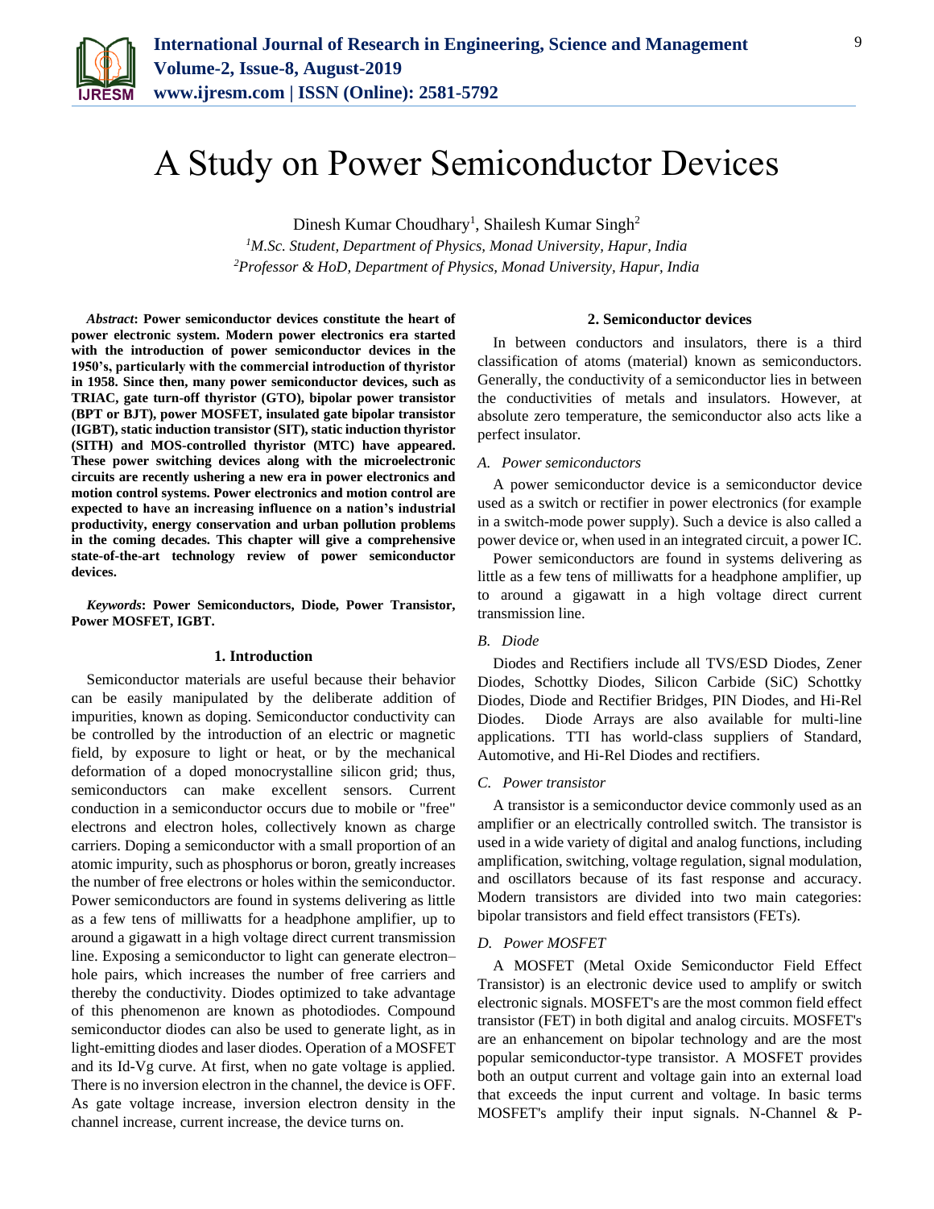# A Study on Power Semiconductor Devices

Dinesh Kumar Choudhary[1], Shailesh Kumar Singh[2]

[1]*M.Sc. Student, Department of Physics, Monad University, Hapur, India*
[2]*Professor & HoD, Department of Physics, Monad University, Hapur, India*

***Abstract*: Power semiconductor devices constitute the heart of power electronic system. Modern power electronics era started with the introduction of power semiconductor devices in the 1950's, particularly with the commercial introduction of thyristor in 1958. Since then, many power semiconductor devices, such as TRIAC, gate turn-off thyristor (GTO), bipolar power transistor (BPT or BJT), power MOSFET, insulated gate bipolar transistor (IGBT), static induction transistor (SIT), static induction thyristor (SITH) and MOS-controlled thyristor (MTC) have appeared. These power switching devices along with the microelectronic circuits are recently ushering a new era in power electronics and motion control systems. Power electronics and motion control are expected to have an increasing influence on a nation's industrial productivity, energy conservation and urban pollution problems in the coming decades. This chapter will give a comprehensive state-of-the-art technology review of power semiconductor devices.**

***Keywords*: Power Semiconductors, Diode, Power Transistor, Power MOSFET, IGBT.**

## 1. Introduction

Semiconductor materials are useful because their behavior can be easily manipulated by the deliberate addition of impurities, known as doping. Semiconductor conductivity can be controlled by the introduction of an electric or magnetic field, by exposure to light or heat, or by the mechanical deformation of a doped monocrystalline silicon grid; thus, semiconductors can make excellent sensors. Current conduction in a semiconductor occurs due to mobile or "free" electrons and electron holes, collectively known as charge carriers. Doping a semiconductor with a small proportion of an atomic impurity, such as phosphorus or boron, greatly increases the number of free electrons or holes within the semiconductor. Power semiconductors are found in systems delivering as little as a few tens of milliwatts for a headphone amplifier, up to around a gigawatt in a high voltage direct current transmission line. Exposing a semiconductor to light can generate electron–hole pairs, which increases the number of free carriers and thereby the conductivity. Diodes optimized to take advantage of this phenomenon are known as photodiodes. Compound semiconductor diodes can also be used to generate light, as in light-emitting diodes and laser diodes. Operation of a MOSFET and its Id-Vg curve. At first, when no gate voltage is applied. There is no inversion electron in the channel, the device is OFF. As gate voltage increase, inversion electron density in the channel increase, current increase, the device turns on.

## 2. Semiconductor devices

In between conductors and insulators, there is a third classification of atoms (material) known as semiconductors. Generally, the conductivity of a semiconductor lies in between the conductivities of metals and insulators. However, at absolute zero temperature, the semiconductor also acts like a perfect insulator.

### *A. Power semiconductors*

A power semiconductor device is a semiconductor device used as a switch or rectifier in power electronics (for example in a switch-mode power supply). Such a device is also called a power device or, when used in an integrated circuit, a power IC.

Power semiconductors are found in systems delivering as little as a few tens of milliwatts for a headphone amplifier, up to around a gigawatt in a high voltage direct current transmission line.

### *B. Diode*

Diodes and Rectifiers include all TVS/ESD Diodes, Zener Diodes, Schottky Diodes, Silicon Carbide (SiC) Schottky Diodes, Diode and Rectifier Bridges, PIN Diodes, and Hi-Rel Diodes. Diode Arrays are also available for multi-line applications. TTI has world-class suppliers of Standard, Automotive, and Hi-Rel Diodes and rectifiers.

### *C. Power transistor*

A transistor is a semiconductor device commonly used as an amplifier or an electrically controlled switch. The transistor is used in a wide variety of digital and analog functions, including amplification, switching, voltage regulation, signal modulation, and oscillators because of its fast response and accuracy. Modern transistors are divided into two main categories: bipolar transistors and field effect transistors (FETs).

### *D. Power MOSFET*

A MOSFET (Metal Oxide Semiconductor Field Effect Transistor) is an electronic device used to amplify or switch electronic signals. MOSFET's are the most common field effect transistor (FET) in both digital and analog circuits. MOSFET's are an enhancement on bipolar technology and are the most popular semiconductor-type transistor. A MOSFET provides both an output current and voltage gain into an external load that exceeds the input current and voltage. In basic terms MOSFET's amplify their input signals. N-Channel & P-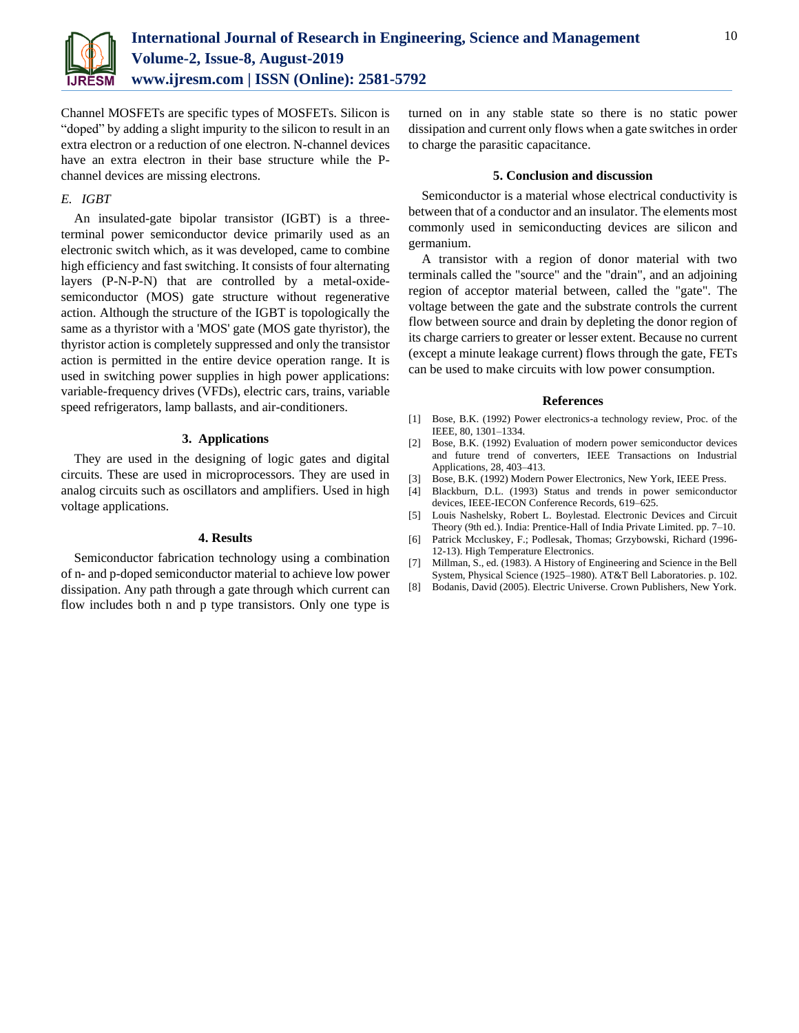Channel MOSFETs are specific types of MOSFETs. Silicon is "doped" by adding a slight impurity to the silicon to result in an extra electron or a reduction of one electron. N-channel devices have an extra electron in their base structure while the P-channel devices are missing electrons.

### *E. IGBT*

An insulated-gate bipolar transistor (IGBT) is a three-terminal power semiconductor device primarily used as an electronic switch which, as it was developed, came to combine high efficiency and fast switching. It consists of four alternating layers (P-N-P-N) that are controlled by a metal-oxide-semiconductor (MOS) gate structure without regenerative action. Although the structure of the IGBT is topologically the same as a thyristor with a 'MOS' gate (MOS gate thyristor), the thyristor action is completely suppressed and only the transistor action is permitted in the entire device operation range. It is used in switching power supplies in high power applications: variable-frequency drives (VFDs), electric cars, trains, variable speed refrigerators, lamp ballasts, and air-conditioners.

## 3. Applications

They are used in the designing of logic gates and digital circuits. These are used in microprocessors. They are used in analog circuits such as oscillators and amplifiers. Used in high voltage applications.

## 4. Results

Semiconductor fabrication technology using a combination of n- and p-doped semiconductor material to achieve low power dissipation. Any path through a gate through which current can flow includes both n and p type transistors. Only one type is turned on in any stable state so there is no static power dissipation and current only flows when a gate switches in order to charge the parasitic capacitance.

## 5. Conclusion and discussion

Semiconductor is a material whose electrical conductivity is between that of a conductor and an insulator. The elements most commonly used in semiconducting devices are silicon and germanium.

A transistor with a region of donor material with two terminals called the "source" and the "drain", and an adjoining region of acceptor material between, called the "gate". The voltage between the gate and the substrate controls the current flow between source and drain by depleting the donor region of its charge carriers to greater or lesser extent. Because no current (except a minute leakage current) flows through the gate, FETs can be used to make circuits with low power consumption.

## References

[1] Bose, B.K. (1992) Power electronics-a technology review, Proc. of the IEEE, 80, 1301–1334.
[2] Bose, B.K. (1992) Evaluation of modern power semiconductor devices and future trend of converters, IEEE Transactions on Industrial Applications, 28, 403–413.
[3] Bose, B.K. (1992) Modern Power Electronics, New York, IEEE Press.
[4] Blackburn, D.L. (1993) Status and trends in power semiconductor devices, IEEE-IECON Conference Records, 619–625.
[5] Louis Nashelsky, Robert L. Boylestad. Electronic Devices and Circuit Theory (9th ed.). India: Prentice-Hall of India Private Limited. pp. 7–10.
[6] Patrick Mccluskey, F.; Podlesak, Thomas; Grzybowski, Richard (1996-12-13). High Temperature Electronics.
[7] Millman, S., ed. (1983). A History of Engineering and Science in the Bell System, Physical Science (1925–1980). AT&T Bell Laboratories. p. 102.
[8] Bodanis, David (2005). Electric Universe. Crown Publishers, New York.